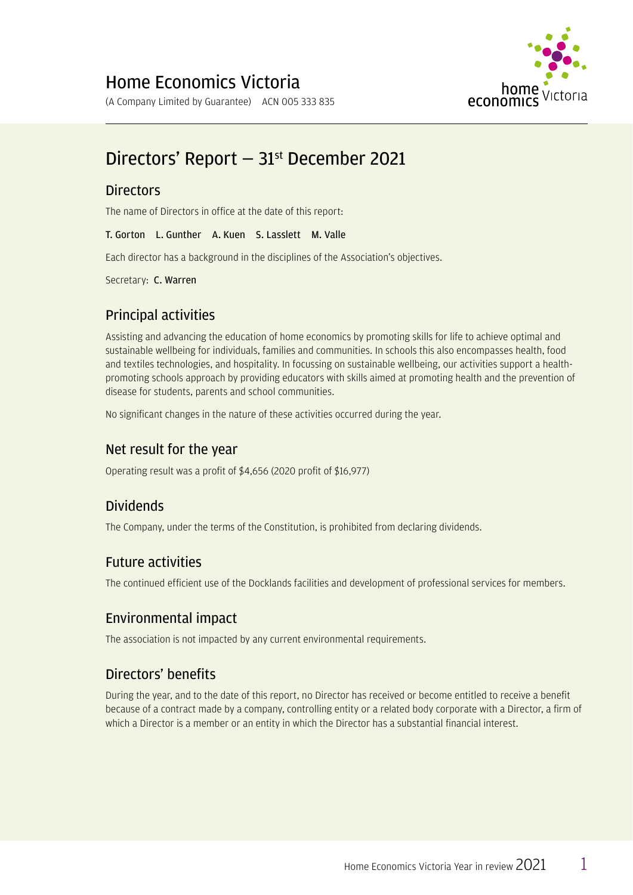# Home Economics Victoria

(A Company Limited by Guarantee) ACN 005 333 835

## Directors' Report – 31st December 2021

### Directors

The name of Directors in office at the date of this report:

T. Gorton L. Gunther A. Kuen S. Lasslett M. Valle

Each director has a background in the disciplines of the Association's objectives.

Secretary: C. Warren

### Principal activities

Assisting and advancing the education of home economics by promoting skills for life to achieve optimal and sustainable wellbeing for individuals, families and communities. In schools this also encompasses health, food and textiles technologies, and hospitality. In focussing on sustainable wellbeing, our activities support a health-promoting schools approach by providing educators with skills aimed at promoting health and the prevention of disease for students, parents and school communities.

No significant changes in the nature of these activities occurred during the year.

### Net result for the year

Operating result was a profit of $4,656 (2020 profit of $16,977)

### Dividends

The Company, under the terms of the Constitution, is prohibited from declaring dividends.

### Future activities

The continued efficient use of the Docklands facilities and development of professional services for members.

### Environmental impact

The association is not impacted by any current environmental requirements.

### Directors' benefits

During the year, and to the date of this report, no Director has received or become entitled to receive a benefit because of a contract made by a company, controlling entity or a related body corporate with a Director, a firm of which a Director is a member or an entity in which the Director has a substantial financial interest.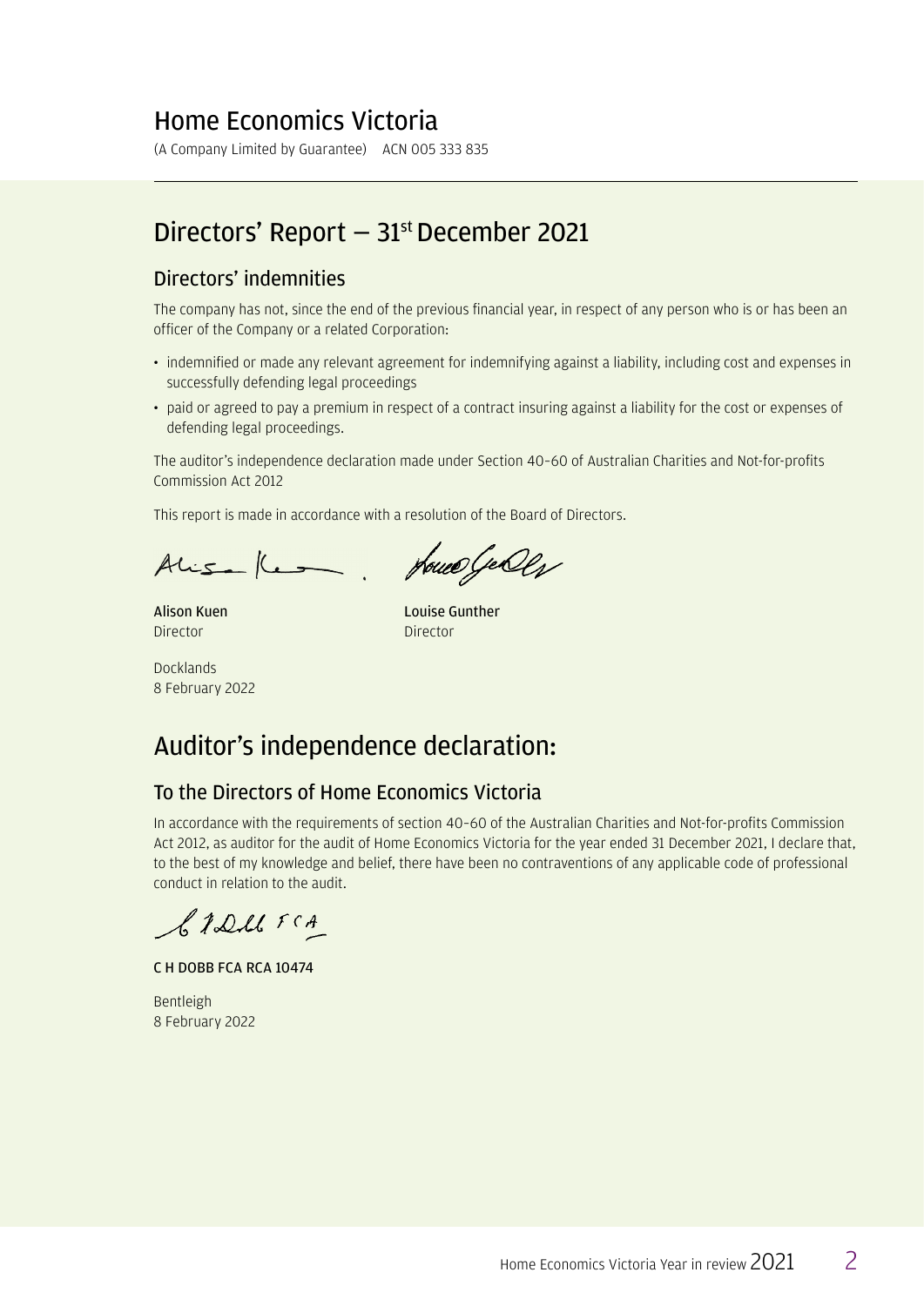# Home Economics Victoria

(A Company Limited by Guarantee) ACN 005 333 835

## Directors' Report – 31st December 2021

### Directors' indemnities

The company has not, since the end of the previous financial year, in respect of any person who is or has been an officer of the Company or a related Corporation:

- indemnified or made any relevant agreement for indemnifying against a liability, including cost and expenses in successfully defending legal proceedings
- paid or agreed to pay a premium in respect of a contract insuring against a liability for the cost or expenses of defending legal proceedings.

The auditor's independence declaration made under Section 40-60 of Australian Charities and Not-for-profits Commission Act 2012

This report is made in accordance with a resolution of the Board of Directors.

**Alison Kuen**
Director

**Louise Gunther**
Director

Docklands
8 February 2022

## Auditor's independence declaration:

### To the Directors of Home Economics Victoria

In accordance with the requirements of section 40-60 of the Australian Charities and Not-for-profits Commission Act 2012, as auditor for the audit of Home Economics Victoria for the year ended 31 December 2021, I declare that, to the best of my knowledge and belief, there have been no contraventions of any applicable code of professional conduct in relation to the audit.

**C H DOBB FCA RCA 10474**

Bentleigh
8 February 2022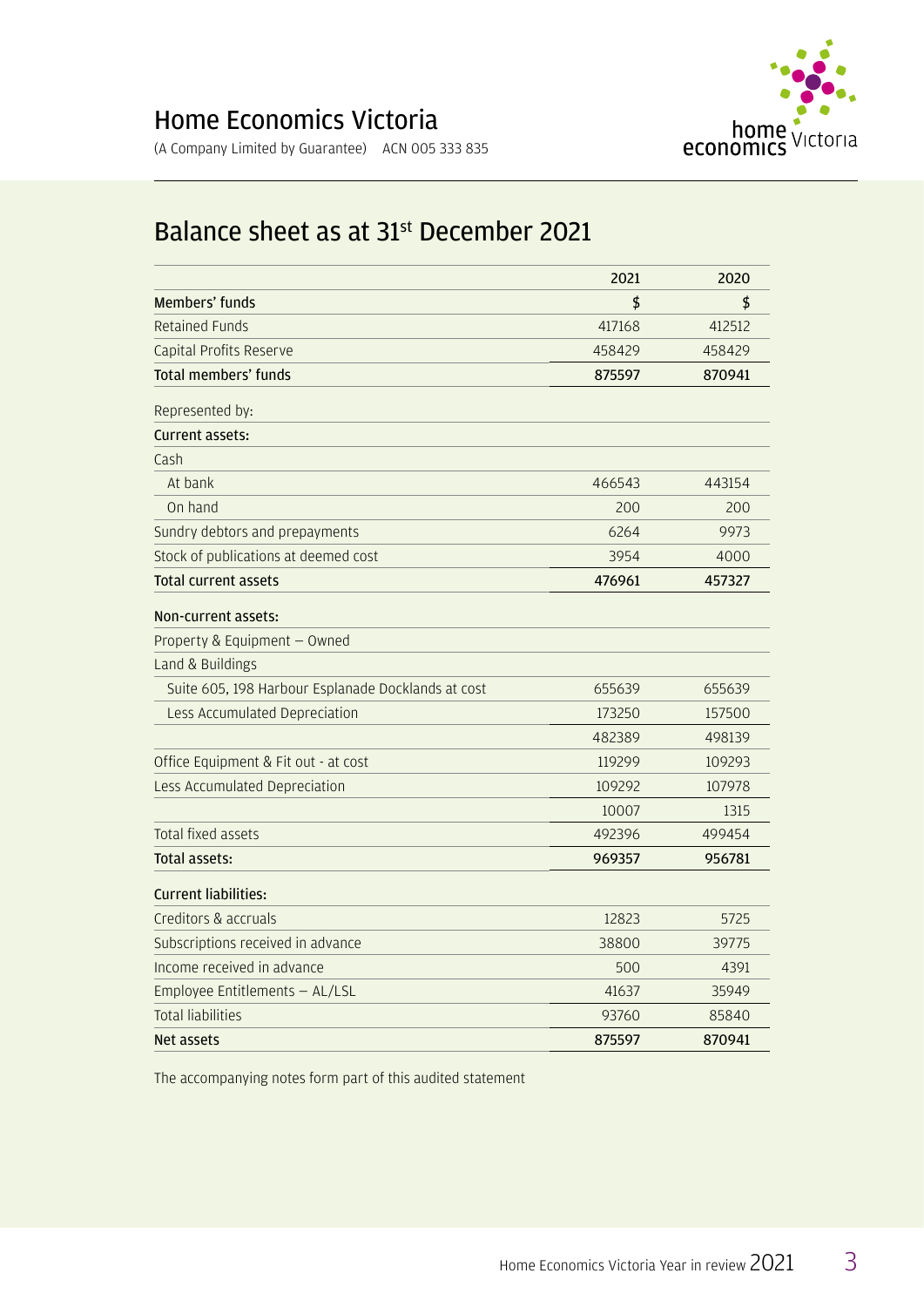# Home Economics Victoria

(A Company Limited by Guarantee) ACN 005 333 835

## Balance sheet as at 31st December 2021

| | 2021 | 2020 |
|---|---|---|
| **Members' funds** | **$** | **$** |
| Retained Funds | 417168 | 412512 |
| Capital Profits Reserve | 458429 | 458429 |
| **Total members' funds** | **875597** | **870941** |
| Represented by: | | |
| **Current assets:** | | |
| Cash | | |
| At bank | 466543 | 443154 |
| On hand | 200 | 200 |
| Sundry debtors and prepayments | 6264 | 9973 |
| Stock of publications at deemed cost | 3954 | 4000 |
| **Total current assets** | **476961** | **457327** |
| **Non-current assets:** | | |
| Property & Equipment – Owned | | |
| Land & Buildings | | |
| Suite 605, 198 Harbour Esplanade Docklands at cost | 655639 | 655639 |
| Less Accumulated Depreciation | 173250 | 157500 |
| | 482389 | 498139 |
| Office Equipment & Fit out - at cost | 119299 | 109293 |
| Less Accumulated Depreciation | 109292 | 107978 |
| | 10007 | 1315 |
| Total fixed assets | 492396 | 499454 |
| **Total assets:** | **969357** | **956781** |
| **Current liabilities:** | | |
| Creditors & accruals | 12823 | 5725 |
| Subscriptions received in advance | 38800 | 39775 |
| Income received in advance | 500 | 4391 |
| Employee Entitlements – AL/LSL | 41637 | 35949 |
| Total liabilities | 93760 | 85840 |
| **Net assets** | **875597** | **870941** |

The accompanying notes form part of this audited statement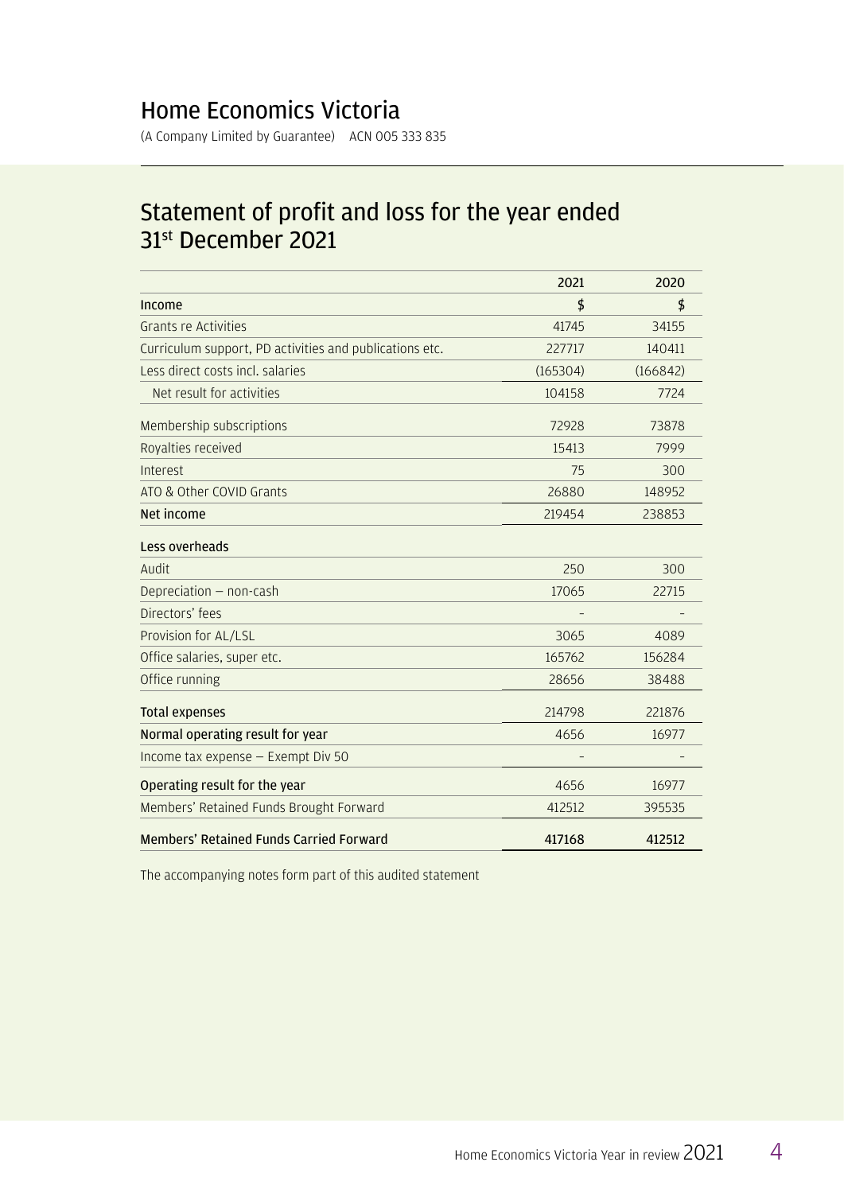# Home Economics Victoria

(A Company Limited by Guarantee) ACN 005 333 835

## Statement of profit and loss for the year ended 31st December 2021

| | 2021 | 2020 |
|---|---|---|
| **Income** | $ | $ |
| Grants re Activities | 41745 | 34155 |
| Curriculum support, PD activities and publications etc. | 227717 | 140411 |
| Less direct costs incl. salaries | (165304) | (166842) |
| Net result for activities | 104158 | 7724 |
| Membership subscriptions | 72928 | 73878 |
| Royalties received | 15413 | 7999 |
| Interest | 75 | 300 |
| ATO & Other COVID Grants | 26880 | 148952 |
| **Net income** | 219454 | 238853 |
| **Less overheads** | | |
| Audit | 250 | 300 |
| Depreciation – non-cash | 17065 | 22715 |
| Directors' fees | – | – |
| Provision for AL/LSL | 3065 | 4089 |
| Office salaries, super etc. | 165762 | 156284 |
| Office running | 28656 | 38488 |
| **Total expenses** | 214798 | 221876 |
| **Normal operating result for year** | 4656 | 16977 |
| Income tax expense – Exempt Div 50 | – | – |
| **Operating result for the year** | 4656 | 16977 |
| Members' Retained Funds Brought Forward | 412512 | 395535 |
| **Members' Retained Funds Carried Forward** | **417168** | **412512** |

The accompanying notes form part of this audited statement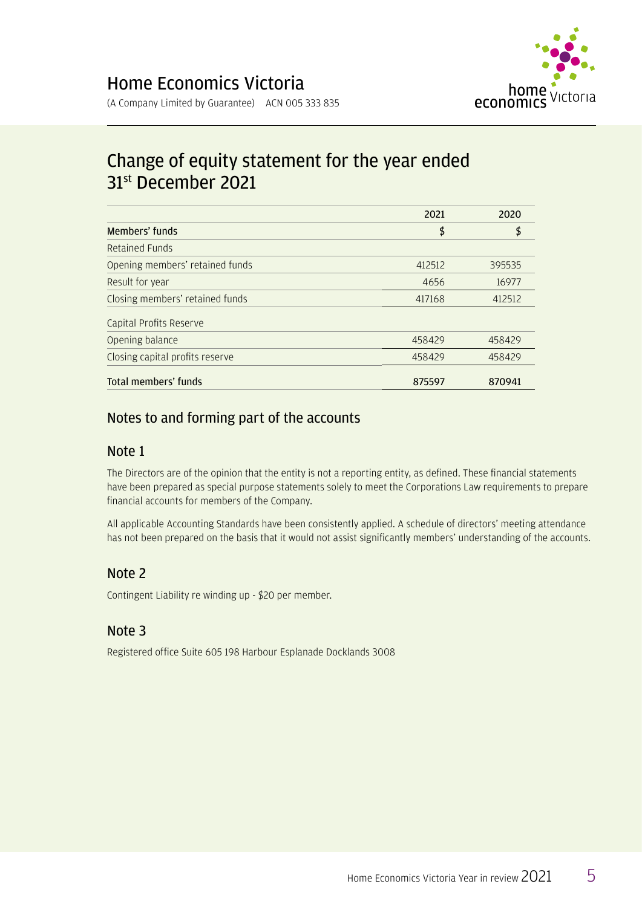# Home Economics Victoria

(A Company Limited by Guarantee) ACN 005 333 835

## Change of equity statement for the year ended 31st December 2021

| | 2021 | 2020 |
|---|---|---|
| Members' funds | $ | $ |
| Retained Funds | | |
| Opening members' retained funds | 412512 | 395535 |
| Result for year | 4656 | 16977 |
| Closing members' retained funds | 417168 | 412512 |
| Capital Profits Reserve | | |
| Opening balance | 458429 | 458429 |
| Closing capital profits reserve | 458429 | 458429 |
| Total members' funds | 875597 | 870941 |

## Notes to and forming part of the accounts

### Note 1

The Directors are of the opinion that the entity is not a reporting entity, as defined. These financial statements have been prepared as special purpose statements solely to meet the Corporations Law requirements to prepare financial accounts for members of the Company.

All applicable Accounting Standards have been consistently applied. A schedule of directors' meeting attendance has not been prepared on the basis that it would not assist significantly members' understanding of the accounts.

### Note 2

Contingent Liability re winding up - $20 per member.

### Note 3

Registered office Suite 605 198 Harbour Esplanade Docklands 3008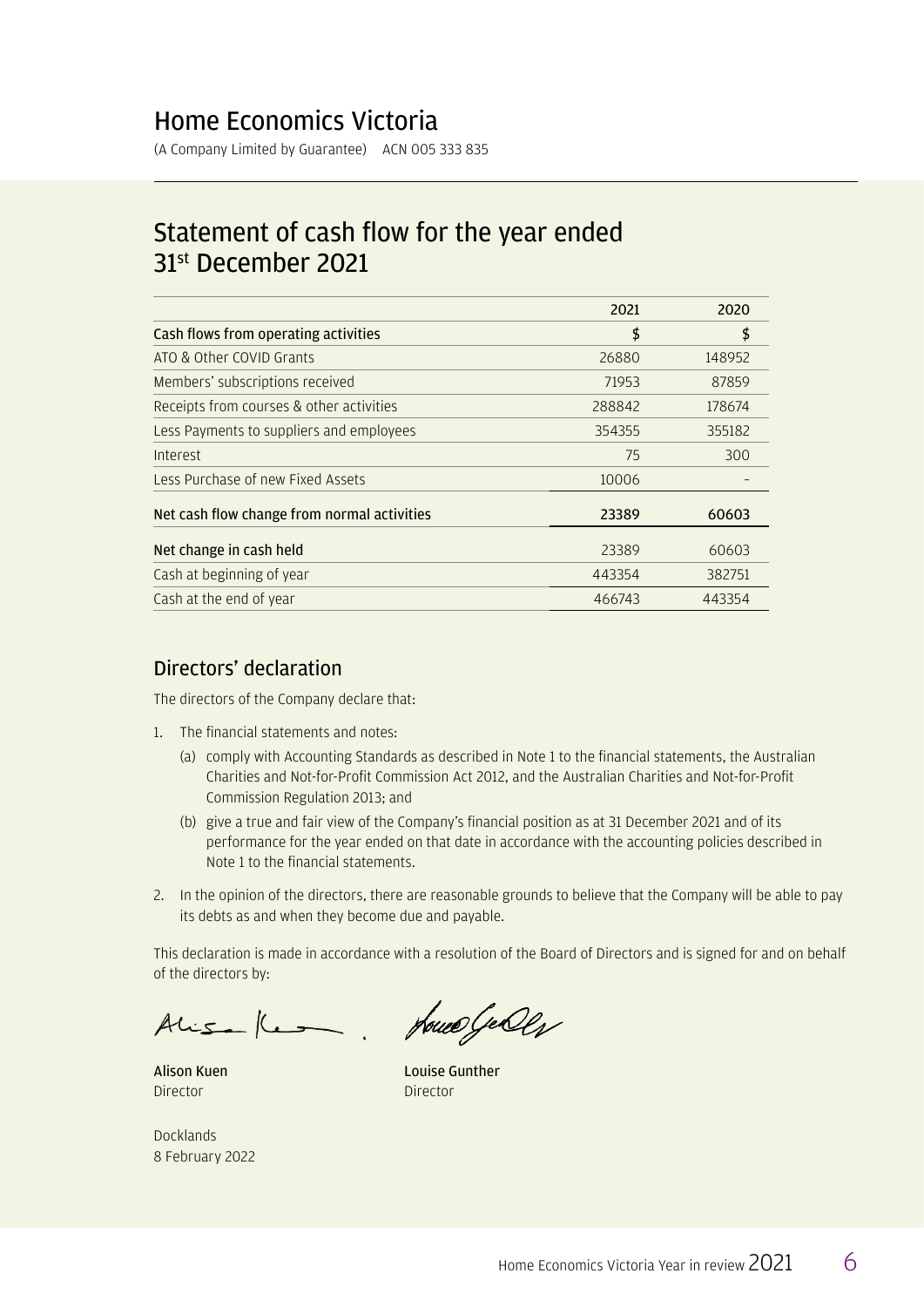# Home Economics Victoria

(A Company Limited by Guarantee) ACN 005 333 835

## Statement of cash flow for the year ended 31st December 2021

| | 2021 | 2020 |
|---|---|---|
| **Cash flows from operating activities** | $ | $ |
| ATO & Other COVID Grants | 26880 | 148952 |
| Members' subscriptions received | 71953 | 87859 |
| Receipts from courses & other activities | 288842 | 178674 |
| Less Payments to suppliers and employees | 354355 | 355182 |
| Interest | 75 | 300 |
| Less Purchase of new Fixed Assets | 10006 | – |
| **Net cash flow change from normal activities** | **23389** | **60603** |
| **Net change in cash held** | 23389 | 60603 |
| Cash at beginning of year | 443354 | 382751 |
| Cash at the end of year | 466743 | 443354 |

## Directors' declaration

The directors of the Company declare that:

1. The financial statements and notes:
   (a) comply with Accounting Standards as described in Note 1 to the financial statements, the Australian Charities and Not-for-Profit Commission Act 2012, and the Australian Charities and Not-for-Profit Commission Regulation 2013; and
   (b) give a true and fair view of the Company's financial position as at 31 December 2021 and of its performance for the year ended on that date in accordance with the accounting policies described in Note 1 to the financial statements.
2. In the opinion of the directors, there are reasonable grounds to believe that the Company will be able to pay its debts as and when they become due and payable.

This declaration is made in accordance with a resolution of the Board of Directors and is signed for and on behalf of the directors by:

**Alison Kuen**
Director

**Louise Gunther**
Director

Docklands
8 February 2022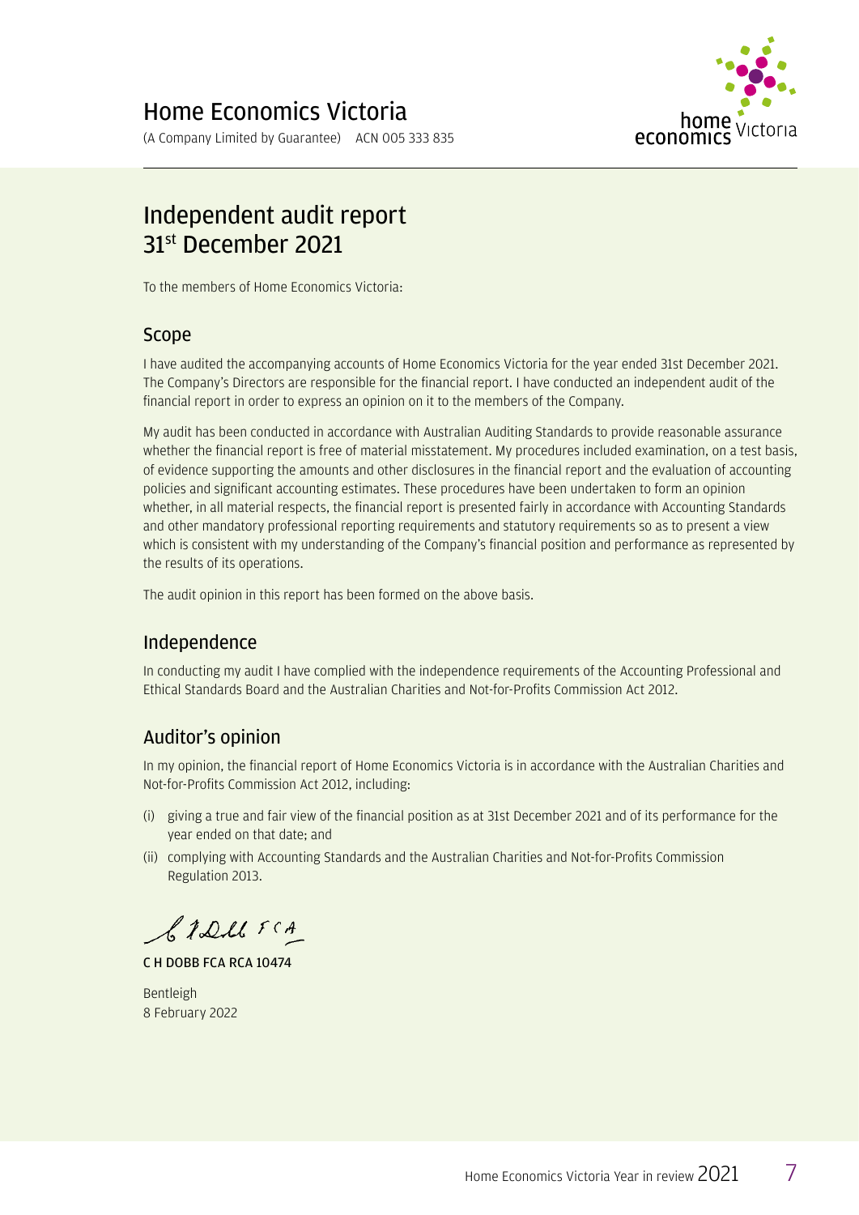# Home Economics Victoria

(A Company Limited by Guarantee) ACN 005 333 835

## Independent audit report 31st December 2021

To the members of Home Economics Victoria:

### Scope

I have audited the accompanying accounts of Home Economics Victoria for the year ended 31st December 2021. The Company's Directors are responsible for the financial report. I have conducted an independent audit of the financial report in order to express an opinion on it to the members of the Company.

My audit has been conducted in accordance with Australian Auditing Standards to provide reasonable assurance whether the financial report is free of material misstatement. My procedures included examination, on a test basis, of evidence supporting the amounts and other disclosures in the financial report and the evaluation of accounting policies and significant accounting estimates. These procedures have been undertaken to form an opinion whether, in all material respects, the financial report is presented fairly in accordance with Accounting Standards and other mandatory professional reporting requirements and statutory requirements so as to present a view which is consistent with my understanding of the Company's financial position and performance as represented by the results of its operations.

The audit opinion in this report has been formed on the above basis.

### Independence

In conducting my audit I have complied with the independence requirements of the Accounting Professional and Ethical Standards Board and the Australian Charities and Not-for-Profits Commission Act 2012.

### Auditor's opinion

In my opinion, the financial report of Home Economics Victoria is in accordance with the Australian Charities and Not-for-Profits Commission Act 2012, including:

(i) giving a true and fair view of the financial position as at 31st December 2021 and of its performance for the year ended on that date; and

(ii) complying with Accounting Standards and the Australian Charities and Not-for-Profits Commission Regulation 2013.

C H Dobb FCA

**C H DOBB FCA RCA 10474**

Bentleigh
8 February 2022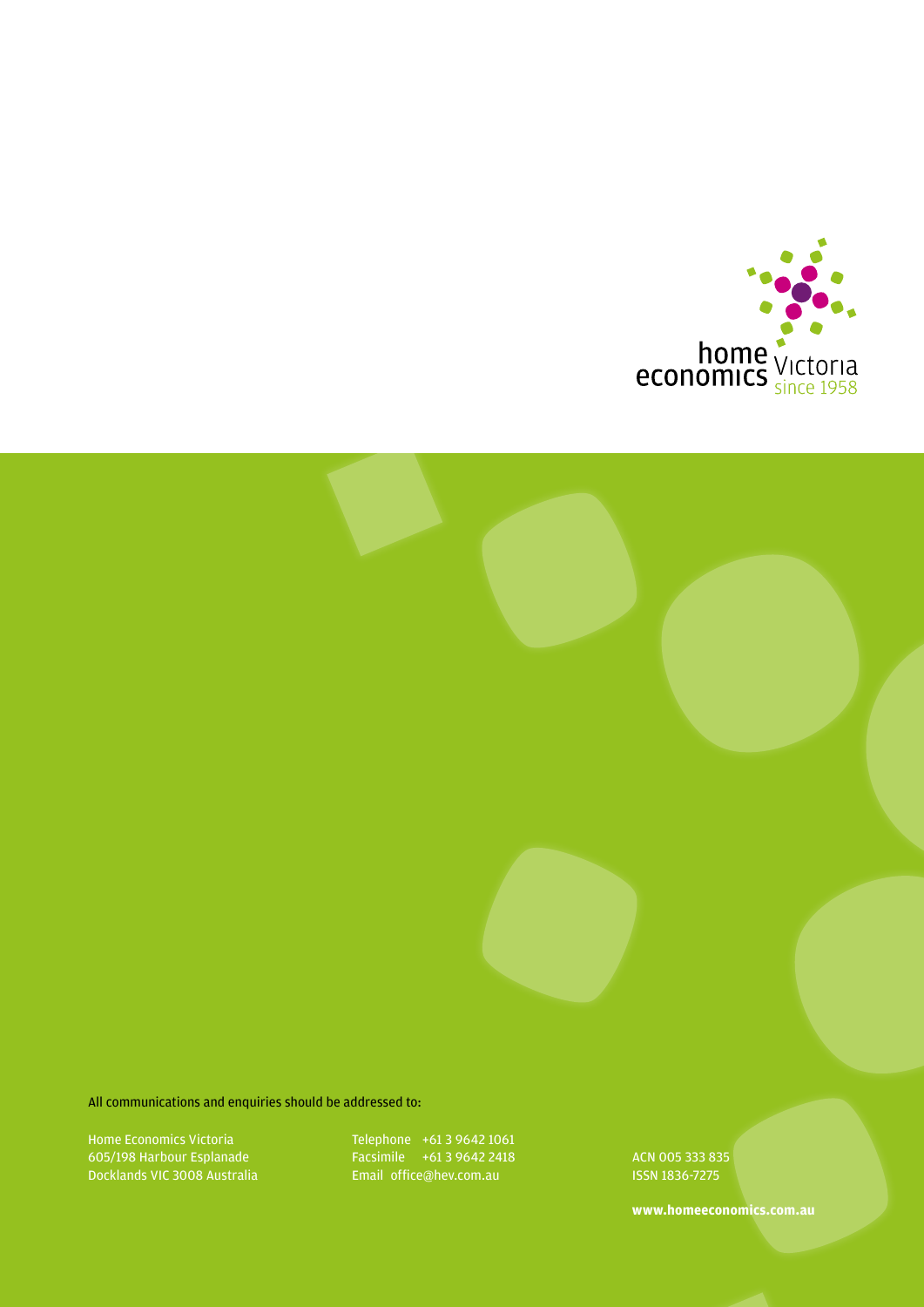home economics Victoria since 1958

All communications and enquiries should be addressed to:

Home Economics Victoria
605/198 Harbour Esplanade
Docklands VIC 3008 Australia

Telephone +61 3 9642 1061
Facsimile +61 3 9642 2418
Email office@hev.com.au

ACN 005 333 835
ISSN 1836-7275

**www.homeeconomics.com.au**